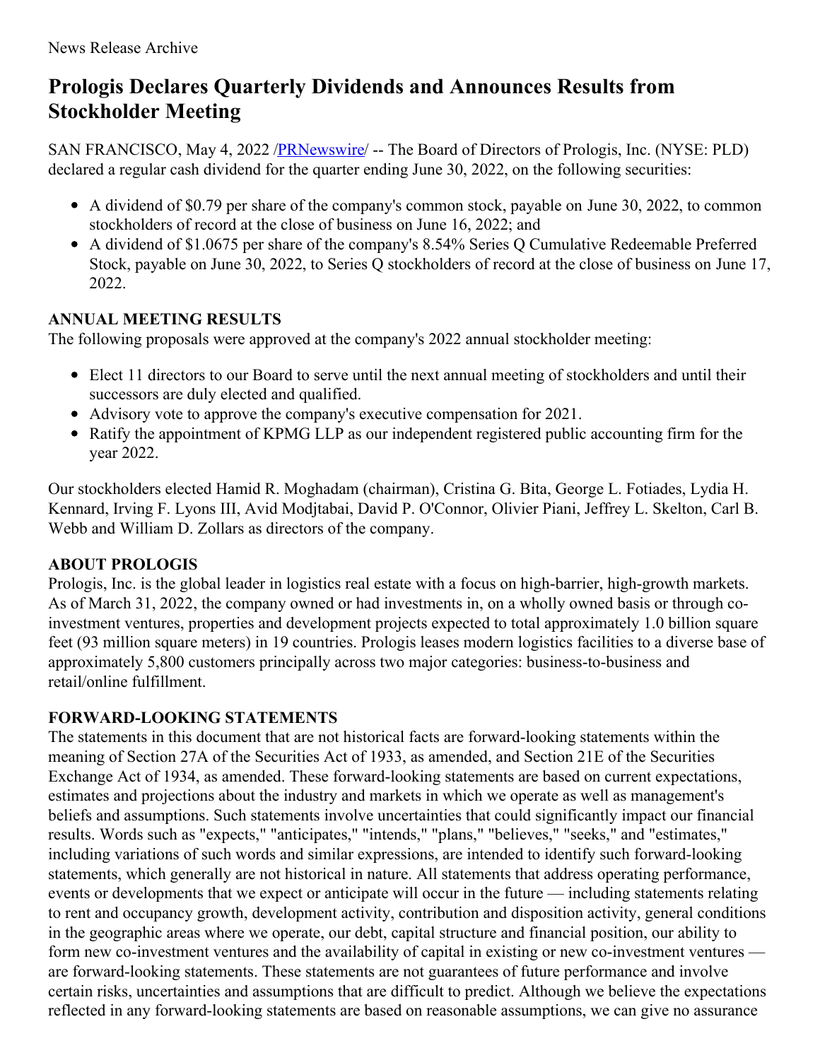News Release Archive

# Prologis Declares Quarterly Dividends and Announces Results from Stockholder Meeting

SAN FRANCISCO, May 4, 2022 /PRNewswire/ -- The Board of Directors of Prologis, Inc. (NYSE: PLD) declared a regular cash dividend for the quarter ending June 30, 2022, on the following securities:

- A dividend of $0.79 per share of the company's common stock, payable on June 30, 2022, to common stockholders of record at the close of business on June 16, 2022; and
- A dividend of $1.0675 per share of the company's 8.54% Series Q Cumulative Redeemable Preferred Stock, payable on June 30, 2022, to Series Q stockholders of record at the close of business on June 17, 2022.

**ANNUAL MEETING RESULTS**

The following proposals were approved at the company's 2022 annual stockholder meeting:

- Elect 11 directors to our Board to serve until the next annual meeting of stockholders and until their successors are duly elected and qualified.
- Advisory vote to approve the company's executive compensation for 2021.
- Ratify the appointment of KPMG LLP as our independent registered public accounting firm for the year 2022.

Our stockholders elected Hamid R. Moghadam (chairman), Cristina G. Bita, George L. Fotiades, Lydia H. Kennard, Irving F. Lyons III, Avid Modjtabai, David P. O'Connor, Olivier Piani, Jeffrey L. Skelton, Carl B. Webb and William D. Zollars as directors of the company.

**ABOUT PROLOGIS**

Prologis, Inc. is the global leader in logistics real estate with a focus on high-barrier, high-growth markets. As of March 31, 2022, the company owned or had investments in, on a wholly owned basis or through co-investment ventures, properties and development projects expected to total approximately 1.0 billion square feet (93 million square meters) in 19 countries. Prologis leases modern logistics facilities to a diverse base of approximately 5,800 customers principally across two major categories: business-to-business and retail/online fulfillment.

**FORWARD-LOOKING STATEMENTS**

The statements in this document that are not historical facts are forward-looking statements within the meaning of Section 27A of the Securities Act of 1933, as amended, and Section 21E of the Securities Exchange Act of 1934, as amended. These forward-looking statements are based on current expectations, estimates and projections about the industry and markets in which we operate as well as management's beliefs and assumptions. Such statements involve uncertainties that could significantly impact our financial results. Words such as "expects," "anticipates," "intends," "plans," "believes," "seeks," and "estimates," including variations of such words and similar expressions, are intended to identify such forward-looking statements, which generally are not historical in nature. All statements that address operating performance, events or developments that we expect or anticipate will occur in the future — including statements relating to rent and occupancy growth, development activity, contribution and disposition activity, general conditions in the geographic areas where we operate, our debt, capital structure and financial position, our ability to form new co-investment ventures and the availability of capital in existing or new co-investment ventures — are forward-looking statements. These statements are not guarantees of future performance and involve certain risks, uncertainties and assumptions that are difficult to predict. Although we believe the expectations reflected in any forward-looking statements are based on reasonable assumptions, we can give no assurance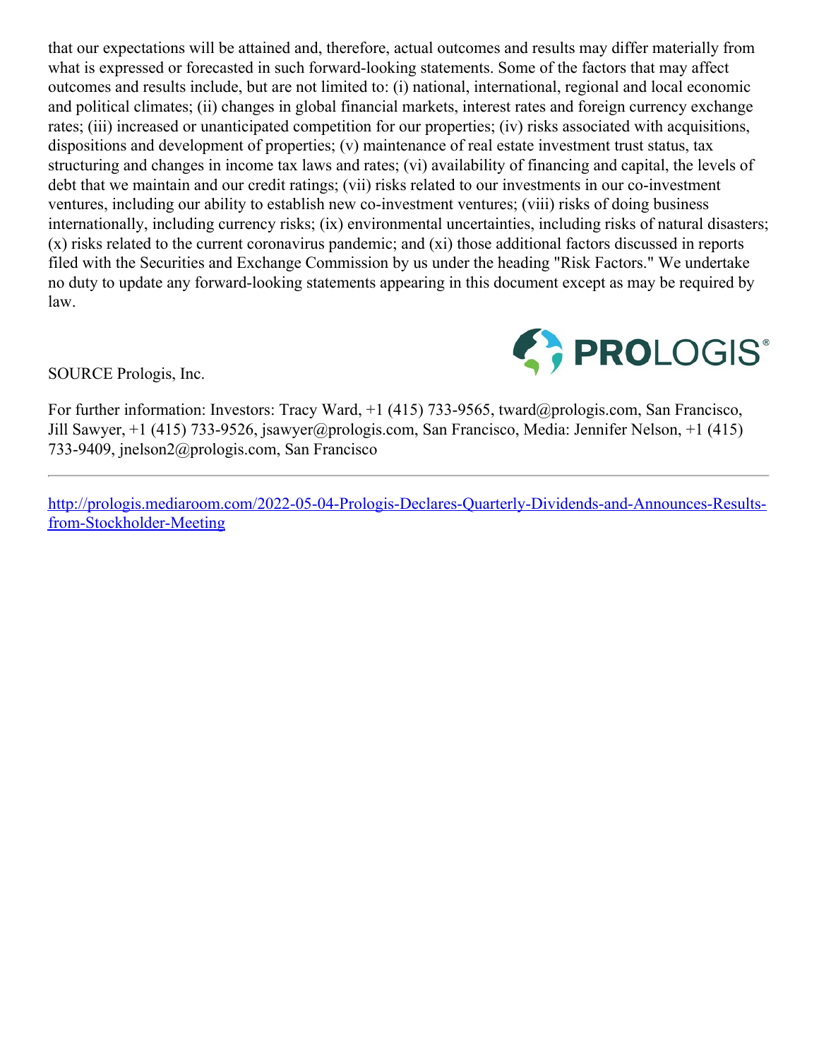that our expectations will be attained and, therefore, actual outcomes and results may differ materially from what is expressed or forecasted in such forward-looking statements. Some of the factors that may affect outcomes and results include, but are not limited to: (i) national, international, regional and local economic and political climates; (ii) changes in global financial markets, interest rates and foreign currency exchange rates; (iii) increased or unanticipated competition for our properties; (iv) risks associated with acquisitions, dispositions and development of properties; (v) maintenance of real estate investment trust status, tax structuring and changes in income tax laws and rates; (vi) availability of financing and capital, the levels of debt that we maintain and our credit ratings; (vii) risks related to our investments in our co-investment ventures, including our ability to establish new co-investment ventures; (viii) risks of doing business internationally, including currency risks; (ix) environmental uncertainties, including risks of natural disasters; (x) risks related to the current coronavirus pandemic; and (xi) those additional factors discussed in reports filed with the Securities and Exchange Commission by us under the heading "Risk Factors." We undertake no duty to update any forward-looking statements appearing in this document except as may be required by law.

PROLOGIS®

SOURCE Prologis, Inc.

For further information: Investors: Tracy Ward, +1 (415) 733-9565, tward@prologis.com, San Francisco, Jill Sawyer, +1 (415) 733-9526, jsawyer@prologis.com, San Francisco, Media: Jennifer Nelson, +1 (415) 733-9409, jnelson2@prologis.com, San Francisco

---

http://prologis.mediaroom.com/2022-05-04-Prologis-Declares-Quarterly-Dividends-and-Announces-Results-from-Stockholder-Meeting